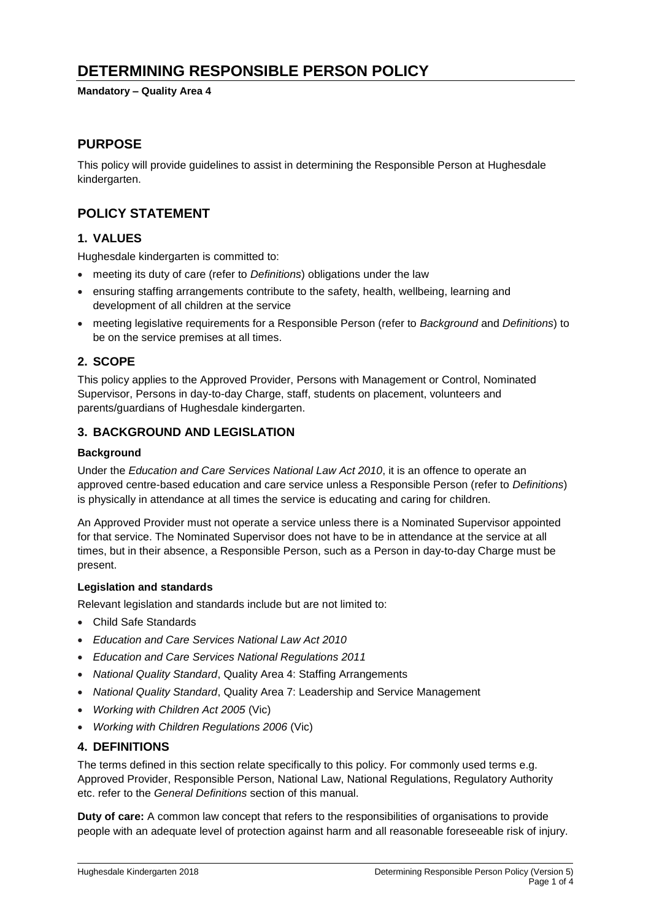# DETERMINING RESPONSIBLE PERSON POLICY

**Mandatory – Quality Area 4**

## PURPOSE

This policy will provide guidelines to assist in determining the Responsible Person at Hughesdale kindergarten.

## POLICY STATEMENT

### 1. VALUES

Hughesdale kindergarten is committed to:

- meeting its duty of care (refer to *Definitions*) obligations under the law
- ensuring staffing arrangements contribute to the safety, health, wellbeing, learning and development of all children at the service
- meeting legislative requirements for a Responsible Person (refer to *Background* and *Definitions*) to be on the service premises at all times.

### 2. SCOPE

This policy applies to the Approved Provider, Persons with Management or Control, Nominated Supervisor, Persons in day-to-day Charge, staff, students on placement, volunteers and parents/guardians of Hughesdale kindergarten.

### 3. BACKGROUND AND LEGISLATION

**Background**

Under the *Education and Care Services National Law Act 2010*, it is an offence to operate an approved centre-based education and care service unless a Responsible Person (refer to *Definitions*) is physically in attendance at all times the service is educating and caring for children.

An Approved Provider must not operate a service unless there is a Nominated Supervisor appointed for that service. The Nominated Supervisor does not have to be in attendance at the service at all times, but in their absence, a Responsible Person, such as a Person in day-to-day Charge must be present.

**Legislation and standards**

Relevant legislation and standards include but are not limited to:

- Child Safe Standards
- *Education and Care Services National Law Act 2010*
- *Education and Care Services National Regulations 2011*
- *National Quality Standard*, Quality Area 4: Staffing Arrangements
- *National Quality Standard*, Quality Area 7: Leadership and Service Management
- *Working with Children Act 2005* (Vic)
- *Working with Children Regulations 2006* (Vic)

### 4. DEFINITIONS

The terms defined in this section relate specifically to this policy. For commonly used terms e.g. Approved Provider, Responsible Person, National Law, National Regulations, Regulatory Authority etc. refer to the *General Definitions* section of this manual.

**Duty of care:** A common law concept that refers to the responsibilities of organisations to provide people with an adequate level of protection against harm and all reasonable foreseeable risk of injury.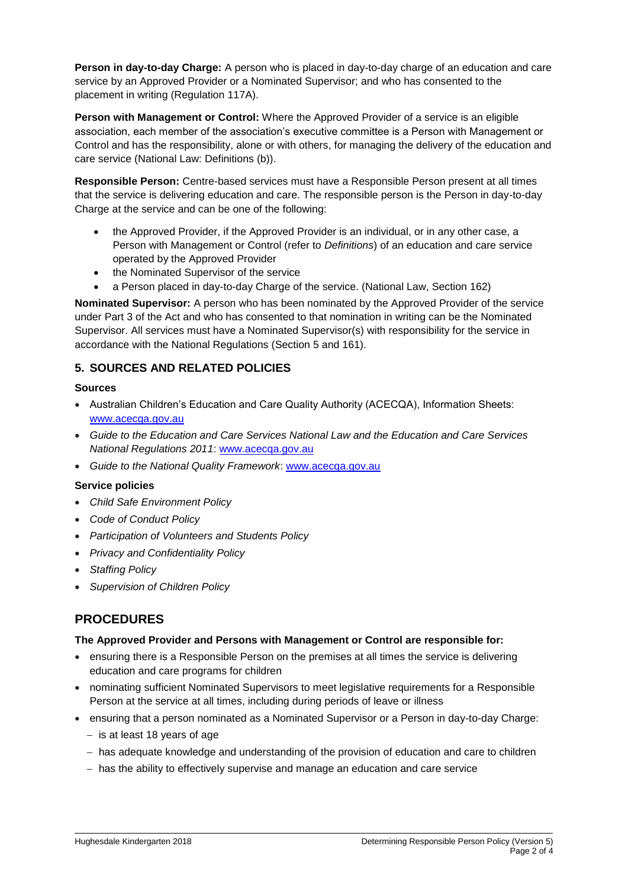**Person in day-to-day Charge:** A person who is placed in day-to-day charge of an education and care service by an Approved Provider or a Nominated Supervisor; and who has consented to the placement in writing (Regulation 117A).

**Person with Management or Control:** Where the Approved Provider of a service is an eligible association, each member of the association's executive committee is a Person with Management or Control and has the responsibility, alone or with others, for managing the delivery of the education and care service (National Law: Definitions (b)).

**Responsible Person:** Centre-based services must have a Responsible Person present at all times that the service is delivering education and care. The responsible person is the Person in day-to-day Charge at the service and can be one of the following:

- the Approved Provider, if the Approved Provider is an individual, or in any other case, a Person with Management or Control (refer to *Definitions*) of an education and care service operated by the Approved Provider
- the Nominated Supervisor of the service
- a Person placed in day-to-day Charge of the service. (National Law, Section 162)

**Nominated Supervisor:** A person who has been nominated by the Approved Provider of the service under Part 3 of the Act and who has consented to that nomination in writing can be the Nominated Supervisor. All services must have a Nominated Supervisor(s) with responsibility for the service in accordance with the National Regulations (Section 5 and 161).

## 5. SOURCES AND RELATED POLICIES

**Sources**

- Australian Children's Education and Care Quality Authority (ACECQA), Information Sheets: www.acecqa.gov.au
- *Guide to the Education and Care Services National Law and the Education and Care Services National Regulations 2011*: www.acecqa.gov.au
- *Guide to the National Quality Framework*: www.acecqa.gov.au

**Service policies**

- *Child Safe Environment Policy*
- *Code of Conduct Policy*
- *Participation of Volunteers and Students Policy*
- *Privacy and Confidentiality Policy*
- *Staffing Policy*
- *Supervision of Children Policy*

# PROCEDURES

**The Approved Provider and Persons with Management or Control are responsible for:**

- ensuring there is a Responsible Person on the premises at all times the service is delivering education and care programs for children
- nominating sufficient Nominated Supervisors to meet legislative requirements for a Responsible Person at the service at all times, including during periods of leave or illness
- ensuring that a person nominated as a Nominated Supervisor or a Person in day-to-day Charge:
  - is at least 18 years of age
  - has adequate knowledge and understanding of the provision of education and care to children
  - has the ability to effectively supervise and manage an education and care service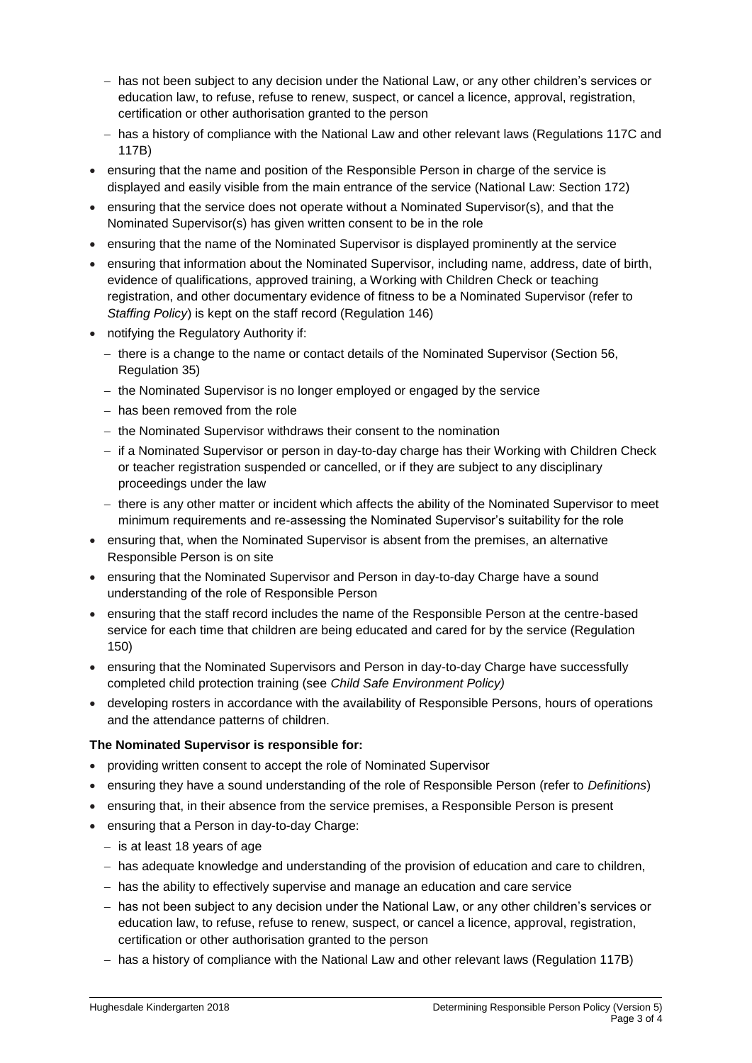- has not been subject to any decision under the National Law, or any other children's services or education law, to refuse, refuse to renew, suspect, or cancel a licence, approval, registration, certification or other authorisation granted to the person
  - has a history of compliance with the National Law and other relevant laws (Regulations 117C and 117B)
- ensuring that the name and position of the Responsible Person in charge of the service is displayed and easily visible from the main entrance of the service (National Law: Section 172)
- ensuring that the service does not operate without a Nominated Supervisor(s), and that the Nominated Supervisor(s) has given written consent to be in the role
- ensuring that the name of the Nominated Supervisor is displayed prominently at the service
- ensuring that information about the Nominated Supervisor, including name, address, date of birth, evidence of qualifications, approved training, a Working with Children Check or teaching registration, and other documentary evidence of fitness to be a Nominated Supervisor (refer to *Staffing Policy*) is kept on the staff record (Regulation 146)
- notifying the Regulatory Authority if:
  - there is a change to the name or contact details of the Nominated Supervisor (Section 56, Regulation 35)
  - the Nominated Supervisor is no longer employed or engaged by the service
  - has been removed from the role
  - the Nominated Supervisor withdraws their consent to the nomination
  - if a Nominated Supervisor or person in day-to-day charge has their Working with Children Check or teacher registration suspended or cancelled, or if they are subject to any disciplinary proceedings under the law
  - there is any other matter or incident which affects the ability of the Nominated Supervisor to meet minimum requirements and re-assessing the Nominated Supervisor's suitability for the role
- ensuring that, when the Nominated Supervisor is absent from the premises, an alternative Responsible Person is on site
- ensuring that the Nominated Supervisor and Person in day-to-day Charge have a sound understanding of the role of Responsible Person
- ensuring that the staff record includes the name of the Responsible Person at the centre-based service for each time that children are being educated and cared for by the service (Regulation 150)
- ensuring that the Nominated Supervisors and Person in day-to-day Charge have successfully completed child protection training (see *Child Safe Environment Policy)*
- developing rosters in accordance with the availability of Responsible Persons, hours of operations and the attendance patterns of children.

**The Nominated Supervisor is responsible for:**

- providing written consent to accept the role of Nominated Supervisor
- ensuring they have a sound understanding of the role of Responsible Person (refer to *Definitions*)
- ensuring that, in their absence from the service premises, a Responsible Person is present
- ensuring that a Person in day-to-day Charge:
  - is at least 18 years of age
  - has adequate knowledge and understanding of the provision of education and care to children,
  - has the ability to effectively supervise and manage an education and care service
  - has not been subject to any decision under the National Law, or any other children's services or education law, to refuse, refuse to renew, suspect, or cancel a licence, approval, registration, certification or other authorisation granted to the person
  - has a history of compliance with the National Law and other relevant laws (Regulation 117B)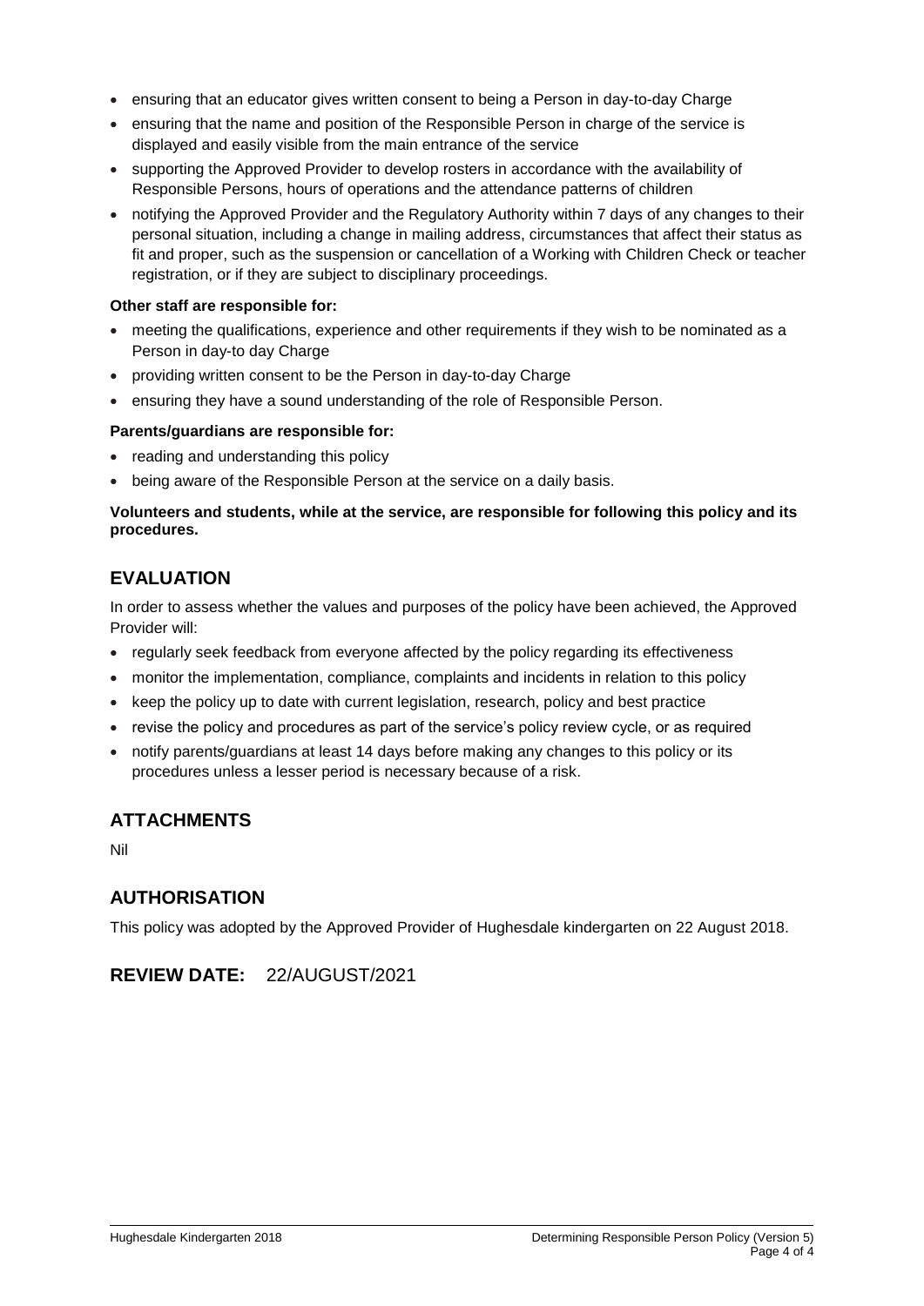- ensuring that an educator gives written consent to being a Person in day-to-day Charge
- ensuring that the name and position of the Responsible Person in charge of the service is displayed and easily visible from the main entrance of the service
- supporting the Approved Provider to develop rosters in accordance with the availability of Responsible Persons, hours of operations and the attendance patterns of children
- notifying the Approved Provider and the Regulatory Authority within 7 days of any changes to their personal situation, including a change in mailing address, circumstances that affect their status as fit and proper, such as the suspension or cancellation of a Working with Children Check or teacher registration, or if they are subject to disciplinary proceedings.

**Other staff are responsible for:**

- meeting the qualifications, experience and other requirements if they wish to be nominated as a Person in day-to day Charge
- providing written consent to be the Person in day-to-day Charge
- ensuring they have a sound understanding of the role of Responsible Person.

**Parents/guardians are responsible for:**

- reading and understanding this policy
- being aware of the Responsible Person at the service on a daily basis.

**Volunteers and students, while at the service, are responsible for following this policy and its procedures.**

## EVALUATION

In order to assess whether the values and purposes of the policy have been achieved, the Approved Provider will:

- regularly seek feedback from everyone affected by the policy regarding its effectiveness
- monitor the implementation, compliance, complaints and incidents in relation to this policy
- keep the policy up to date with current legislation, research, policy and best practice
- revise the policy and procedures as part of the service's policy review cycle, or as required
- notify parents/guardians at least 14 days before making any changes to this policy or its procedures unless a lesser period is necessary because of a risk.

## ATTACHMENTS

Nil

## AUTHORISATION

This policy was adopted by the Approved Provider of Hughesdale kindergarten on 22 August 2018.

## REVIEW DATE: 22/AUGUST/2021